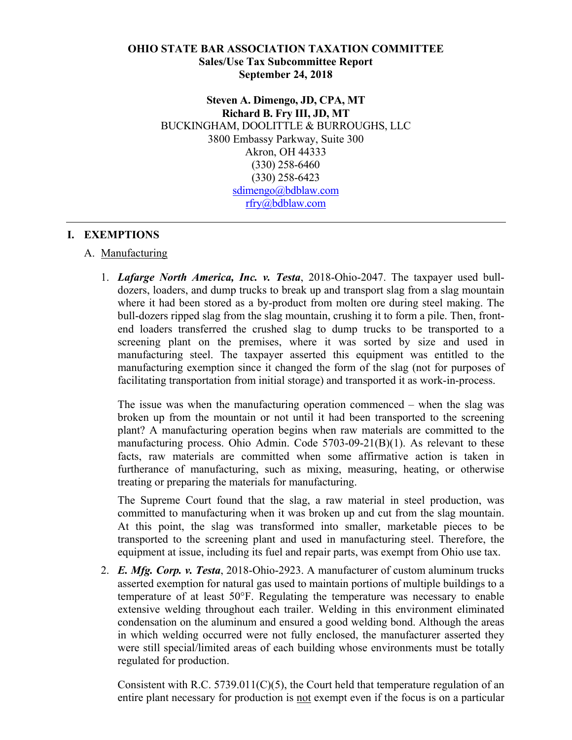**OHIO STATE BAR ASSOCIATION TAXATION COMMITTEE**
**Sales/Use Tax Subcommittee Report**
**September 24, 2018**

**Steven A. Dimengo, JD, CPA, MT**
**Richard B. Fry III, JD, MT**
BUCKINGHAM, DOOLITTLE & BURROUGHS, LLC
3800 Embassy Parkway, Suite 300
Akron, OH 44333
(330) 258-6460
(330) 258-6423
sdimengo@bdblaw.com
rfry@bdblaw.com

---

## I. EXEMPTIONS

A. Manufacturing

1. ***Lafarge North America, Inc. v. Testa***, 2018-Ohio-2047. The taxpayer used bull-dozers, loaders, and dump trucks to break up and transport slag from a slag mountain where it had been stored as a by-product from molten ore during steel making. The bull-dozers ripped slag from the slag mountain, crushing it to form a pile. Then, front-end loaders transferred the crushed slag to dump trucks to be transported to a screening plant on the premises, where it was sorted by size and used in manufacturing steel. The taxpayer asserted this equipment was entitled to the manufacturing exemption since it changed the form of the slag (not for purposes of facilitating transportation from initial storage) and transported it as work-in-process.

   The issue was when the manufacturing operation commenced – when the slag was broken up from the mountain or not until it had been transported to the screening plant? A manufacturing operation begins when raw materials are committed to the manufacturing process. Ohio Admin. Code 5703-09-21(B)(1). As relevant to these facts, raw materials are committed when some affirmative action is taken in furtherance of manufacturing, such as mixing, measuring, heating, or otherwise treating or preparing the materials for manufacturing.

   The Supreme Court found that the slag, a raw material in steel production, was committed to manufacturing when it was broken up and cut from the slag mountain. At this point, the slag was transformed into smaller, marketable pieces to be transported to the screening plant and used in manufacturing steel. Therefore, the equipment at issue, including its fuel and repair parts, was exempt from Ohio use tax.

2. ***E. Mfg. Corp. v. Testa***, 2018-Ohio-2923. A manufacturer of custom aluminum trucks asserted exemption for natural gas used to maintain portions of multiple buildings to a temperature of at least 50°F. Regulating the temperature was necessary to enable extensive welding throughout each trailer. Welding in this environment eliminated condensation on the aluminum and ensured a good welding bond. Although the areas in which welding occurred were not fully enclosed, the manufacturer asserted they were still special/limited areas of each building whose environments must be totally regulated for production.

   Consistent with R.C. 5739.011(C)(5), the Court held that temperature regulation of an entire plant necessary for production is not exempt even if the focus is on a particular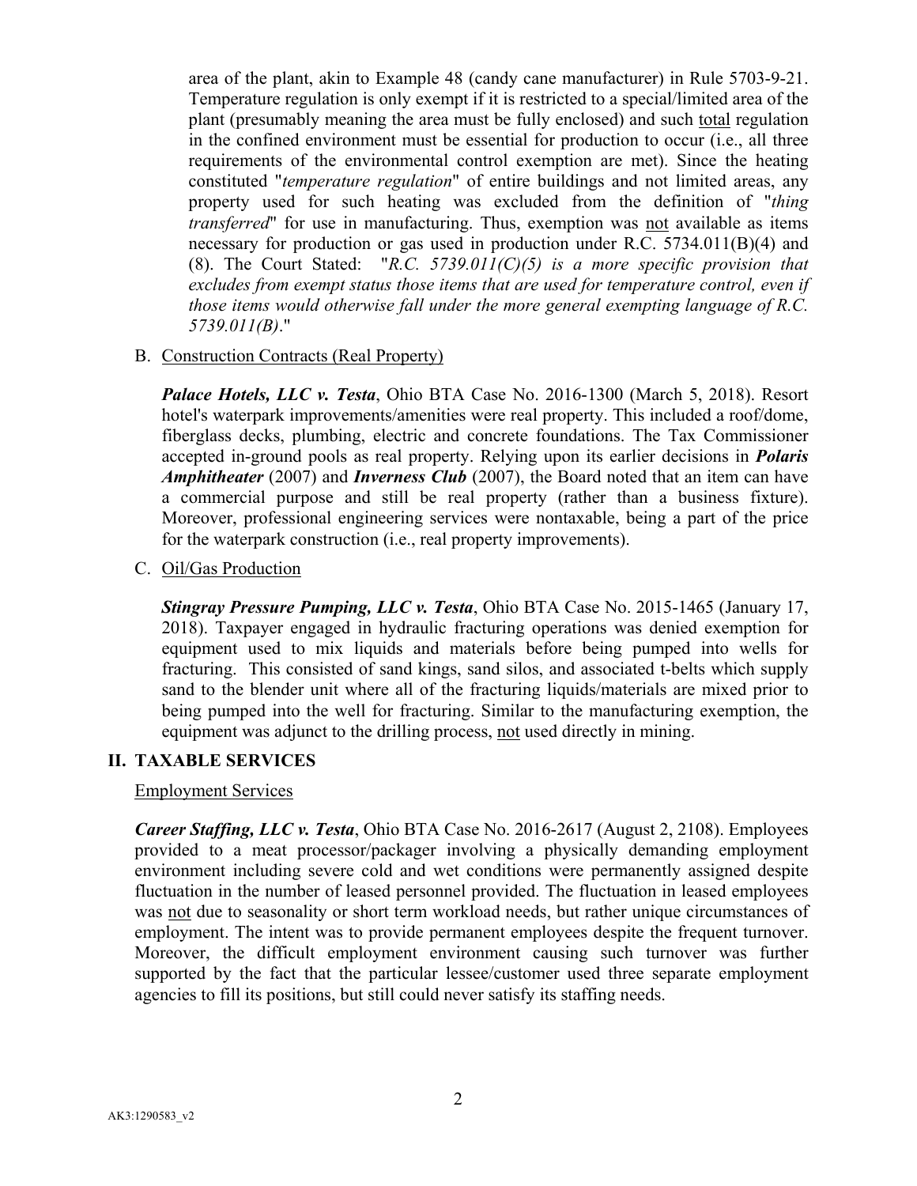area of the plant, akin to Example 48 (candy cane manufacturer) in Rule 5703-9-21. Temperature regulation is only exempt if it is restricted to a special/limited area of the plant (presumably meaning the area must be fully enclosed) and such <u>total</u> regulation in the confined environment must be essential for production to occur (i.e., all three requirements of the environmental control exemption are met). Since the heating constituted "*temperature regulation*" of entire buildings and not limited areas, any property used for such heating was excluded from the definition of "*thing transferred*" for use in manufacturing. Thus, exemption was <u>not</u> available as items necessary for production or gas used in production under R.C. 5734.011(B)(4) and (8). The Court Stated: "*R.C. 5739.011(C)(5) is a more specific provision that excludes from exempt status those items that are used for temperature control, even if those items would otherwise fall under the more general exempting language of R.C. 5739.011(B)*."

B. <u>Construction Contracts (Real Property)</u>

***Palace Hotels, LLC v. Testa***, Ohio BTA Case No. 2016-1300 (March 5, 2018). Resort hotel's waterpark improvements/amenities were real property. This included a roof/dome, fiberglass decks, plumbing, electric and concrete foundations. The Tax Commissioner accepted in-ground pools as real property. Relying upon its earlier decisions in ***Polaris Amphitheater*** (2007) and ***Inverness Club*** (2007), the Board noted that an item can have a commercial purpose and still be real property (rather than a business fixture). Moreover, professional engineering services were nontaxable, being a part of the price for the waterpark construction (i.e., real property improvements).

C. <u>Oil/Gas Production</u>

***Stingray Pressure Pumping, LLC v. Testa***, Ohio BTA Case No. 2015-1465 (January 17, 2018). Taxpayer engaged in hydraulic fracturing operations was denied exemption for equipment used to mix liquids and materials before being pumped into wells for fracturing. This consisted of sand kings, sand silos, and associated t-belts which supply sand to the blender unit where all of the fracturing liquids/materials are mixed prior to being pumped into the well for fracturing. Similar to the manufacturing exemption, the equipment was adjunct to the drilling process, <u>not</u> used directly in mining.

## II. TAXABLE SERVICES

<u>Employment Services</u>

***Career Staffing, LLC v. Testa***, Ohio BTA Case No. 2016-2617 (August 2, 2108). Employees provided to a meat processor/packager involving a physically demanding employment environment including severe cold and wet conditions were permanently assigned despite fluctuation in the number of leased personnel provided. The fluctuation in leased employees was <u>not</u> due to seasonality or short term workload needs, but rather unique circumstances of employment. The intent was to provide permanent employees despite the frequent turnover. Moreover, the difficult employment environment causing such turnover was further supported by the fact that the particular lessee/customer used three separate employment agencies to fill its positions, but still could never satisfy its staffing needs.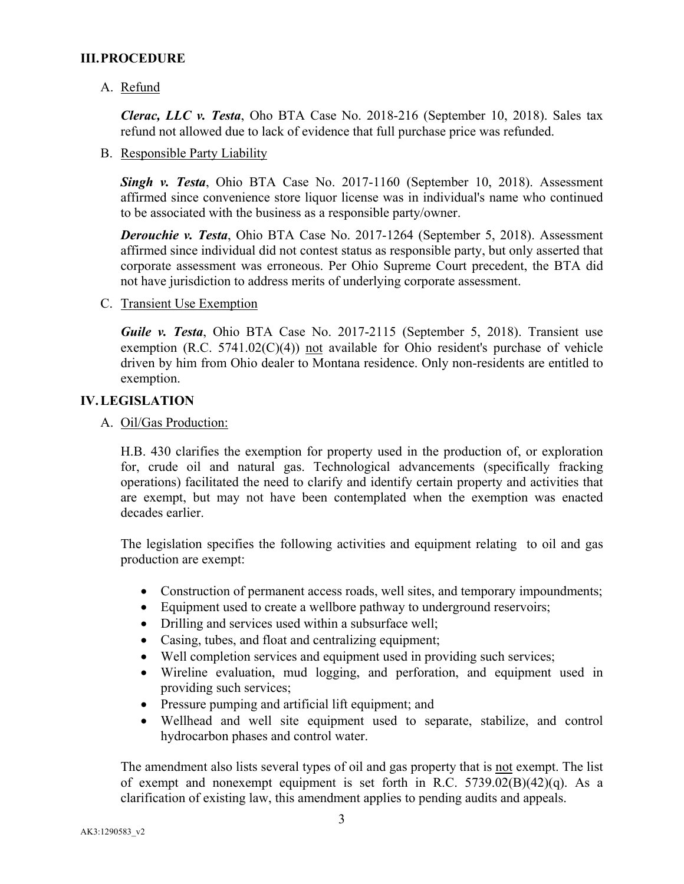## III. PROCEDURE

### A. Refund

***Clerac, LLC v. Testa***, Oho BTA Case No. 2018-216 (September 10, 2018). Sales tax refund not allowed due to lack of evidence that full purchase price was refunded.

### B. Responsible Party Liability

***Singh v. Testa***, Ohio BTA Case No. 2017-1160 (September 10, 2018). Assessment affirmed since convenience store liquor license was in individual's name who continued to be associated with the business as a responsible party/owner.

***Derouchie v. Testa***, Ohio BTA Case No. 2017-1264 (September 5, 2018). Assessment affirmed since individual did not contest status as responsible party, but only asserted that corporate assessment was erroneous. Per Ohio Supreme Court precedent, the BTA did not have jurisdiction to address merits of underlying corporate assessment.

### C. Transient Use Exemption

***Guile v. Testa***, Ohio BTA Case No. 2017-2115 (September 5, 2018). Transient use exemption (R.C. 5741.02(C)(4)) not available for Ohio resident's purchase of vehicle driven by him from Ohio dealer to Montana residence. Only non-residents are entitled to exemption.

## IV. LEGISLATION

### A. Oil/Gas Production:

H.B. 430 clarifies the exemption for property used in the production of, or exploration for, crude oil and natural gas. Technological advancements (specifically fracking operations) facilitated the need to clarify and identify certain property and activities that are exempt, but may not have been contemplated when the exemption was enacted decades earlier.

The legislation specifies the following activities and equipment relating to oil and gas production are exempt:

- Construction of permanent access roads, well sites, and temporary impoundments;
- Equipment used to create a wellbore pathway to underground reservoirs;
- Drilling and services used within a subsurface well;
- Casing, tubes, and float and centralizing equipment;
- Well completion services and equipment used in providing such services;
- Wireline evaluation, mud logging, and perforation, and equipment used in providing such services;
- Pressure pumping and artificial lift equipment; and
- Wellhead and well site equipment used to separate, stabilize, and control hydrocarbon phases and control water.

The amendment also lists several types of oil and gas property that is not exempt. The list of exempt and nonexempt equipment is set forth in R.C. 5739.02(B)(42)(q). As a clarification of existing law, this amendment applies to pending audits and appeals.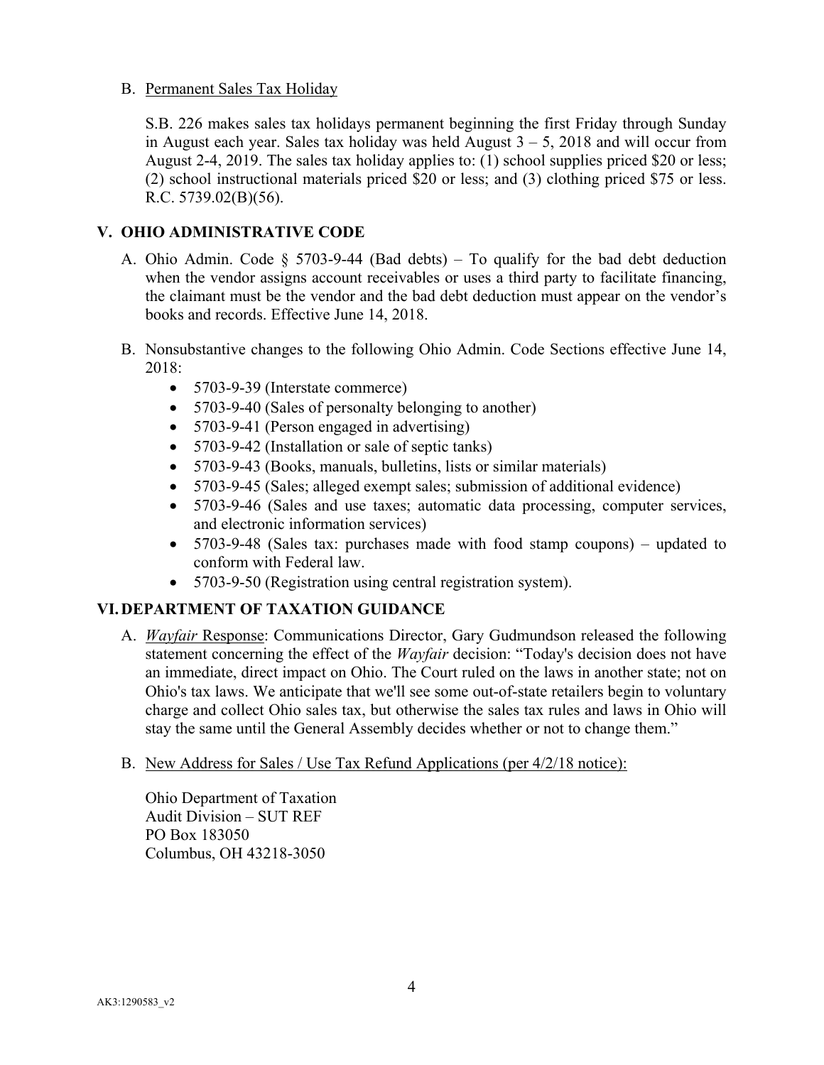B. Permanent Sales Tax Holiday

S.B. 226 makes sales tax holidays permanent beginning the first Friday through Sunday in August each year. Sales tax holiday was held August 3 – 5, 2018 and will occur from August 2-4, 2019. The sales tax holiday applies to: (1) school supplies priced $20 or less; (2) school instructional materials priced $20 or less; and (3) clothing priced $75 or less. R.C. 5739.02(B)(56).

## V. OHIO ADMINISTRATIVE CODE

A. Ohio Admin. Code § 5703-9-44 (Bad debts) – To qualify for the bad debt deduction when the vendor assigns account receivables or uses a third party to facilitate financing, the claimant must be the vendor and the bad debt deduction must appear on the vendor's books and records. Effective June 14, 2018.

B. Nonsubstantive changes to the following Ohio Admin. Code Sections effective June 14, 2018:
   - 5703-9-39 (Interstate commerce)
   - 5703-9-40 (Sales of personalty belonging to another)
   - 5703-9-41 (Person engaged in advertising)
   - 5703-9-42 (Installation or sale of septic tanks)
   - 5703-9-43 (Books, manuals, bulletins, lists or similar materials)
   - 5703-9-45 (Sales; alleged exempt sales; submission of additional evidence)
   - 5703-9-46 (Sales and use taxes; automatic data processing, computer services, and electronic information services)
   - 5703-9-48 (Sales tax: purchases made with food stamp coupons) – updated to conform with Federal law.
   - 5703-9-50 (Registration using central registration system).

## VI. DEPARTMENT OF TAXATION GUIDANCE

A. *Wayfair* Response: Communications Director, Gary Gudmundson released the following statement concerning the effect of the *Wayfair* decision: "Today's decision does not have an immediate, direct impact on Ohio. The Court ruled on the laws in another state; not on Ohio's tax laws. We anticipate that we'll see some out-of-state retailers begin to voluntary charge and collect Ohio sales tax, but otherwise the sales tax rules and laws in Ohio will stay the same until the General Assembly decides whether or not to change them."

B. New Address for Sales / Use Tax Refund Applications (per 4/2/18 notice):

Ohio Department of Taxation
Audit Division – SUT REF
PO Box 183050
Columbus, OH 43218-3050